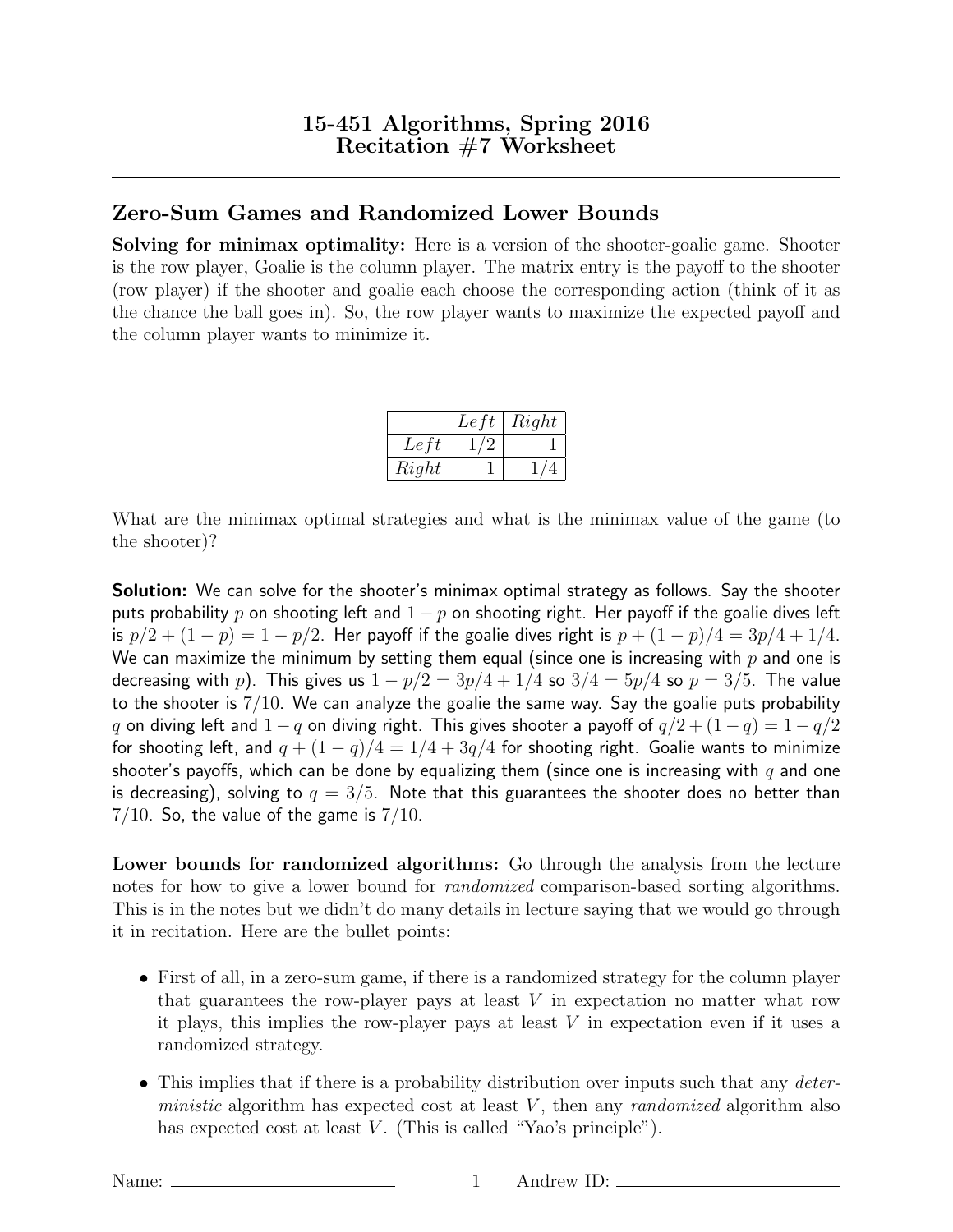# 15-451 Algorithms, Spring 2016
# Recitation #7 Worksheet

## Zero-Sum Games and Randomized Lower Bounds

**Solving for minimax optimality:** Here is a version of the shooter-goalie game. Shooter is the row player, Goalie is the column player. The matrix entry is the payoff to the shooter (row player) if the shooter and goalie each choose the corresponding action (think of it as the chance the ball goes in). So, the row player wants to maximize the expected payoff and the column player wants to minimize it.

| | $Left$ | $Right$ |
|---|---|---|
| $Left$ | $1/2$ | $1$ |
| $Right$ | $1$ | $1/4$ |

What are the minimax optimal strategies and what is the minimax value of the game (to the shooter)?

**Solution:** We can solve for the shooter's minimax optimal strategy as follows. Say the shooter puts probability $p$ on shooting left and $1 - p$ on shooting right. Her payoff if the goalie dives left is $p/2 + (1 - p) = 1 - p/2$. Her payoff if the goalie dives right is $p + (1 - p)/4 = 3p/4 + 1/4$. We can maximize the minimum by setting them equal (since one is increasing with $p$ and one is decreasing with $p$). This gives us $1 - p/2 = 3p/4 + 1/4$ so $3/4 = 5p/4$ so $p = 3/5$. The value to the shooter is $7/10$. We can analyze the goalie the same way. Say the goalie puts probability $q$ on diving left and $1 - q$ on diving right. This gives shooter a payoff of $q/2 + (1 - q) = 1 - q/2$ for shooting left, and $q + (1 - q)/4 = 1/4 + 3q/4$ for shooting right. Goalie wants to minimize shooter's payoffs, which can be done by equalizing them (since one is increasing with $q$ and one is decreasing), solving to $q = 3/5$. Note that this guarantees the shooter does no better than $7/10$. So, the value of the game is $7/10$.

**Lower bounds for randomized algorithms:** Go through the analysis from the lecture notes for how to give a lower bound for *randomized* comparison-based sorting algorithms. This is in the notes but we didn't do many details in lecture saying that we would go through it in recitation. Here are the bullet points:

- First of all, in a zero-sum game, if there is a randomized strategy for the column player that guarantees the row-player pays at least $V$ in expectation no matter what row it plays, this implies the row-player pays at least $V$ in expectation even if it uses a randomized strategy.
- This implies that if there is a probability distribution over inputs such that any *deterministic* algorithm has expected cost at least $V$, then any *randomized* algorithm also has expected cost at least $V$. (This is called "Yao's principle").

Name: ____________________ Andrew ID: ____________________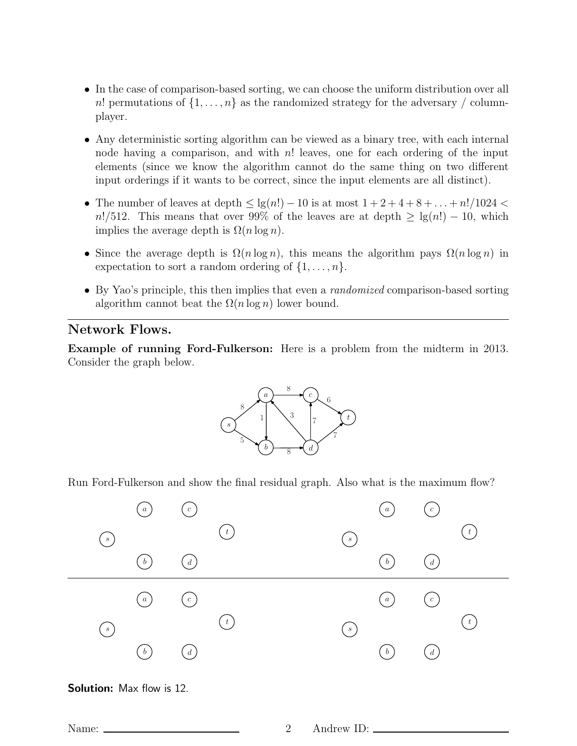- In the case of comparison-based sorting, we can choose the uniform distribution over all $n!$ permutations of $\{1, \ldots, n\}$ as the randomized strategy for the adversary / column-player.
- Any deterministic sorting algorithm can be viewed as a binary tree, with each internal node having a comparison, and with $n!$ leaves, one for each ordering of the input elements (since we know the algorithm cannot do the same thing on two different input orderings if it wants to be correct, since the input elements are all distinct).
- The number of leaves at depth $\leq \lg(n!) - 10$ is at most $1 + 2 + 4 + 8 + \ldots + n!/1024 < n!/512$. This means that over 99% of the leaves are at depth $\geq \lg(n!) - 10$, which implies the average depth is $\Omega(n \log n)$.
- Since the average depth is $\Omega(n \log n)$, this means the algorithm pays $\Omega(n \log n)$ in expectation to sort a random ordering of $\{1, \ldots, n\}$.
- By Yao's principle, this then implies that even a *randomized* comparison-based sorting algorithm cannot beat the $\Omega(n \log n)$ lower bound.

---

## Network Flows.

**Example of running Ford-Fulkerson:** Here is a problem from the midterm in 2013. Consider the graph below.

s → a: 8
s → b: 5
a → c: 8
a → b: 1
d → a: 3
b → d: 8
d → c: 7
c → t: 6
d → t: 7

Run Ford-Fulkerson and show the final residual graph. Also what is the maximum flow?

a c t s b d

a c t s b d

a c t s b d

a c t s b d

**Solution:** Max flow is 12.

Name: ____________________ Andrew ID: ____________________